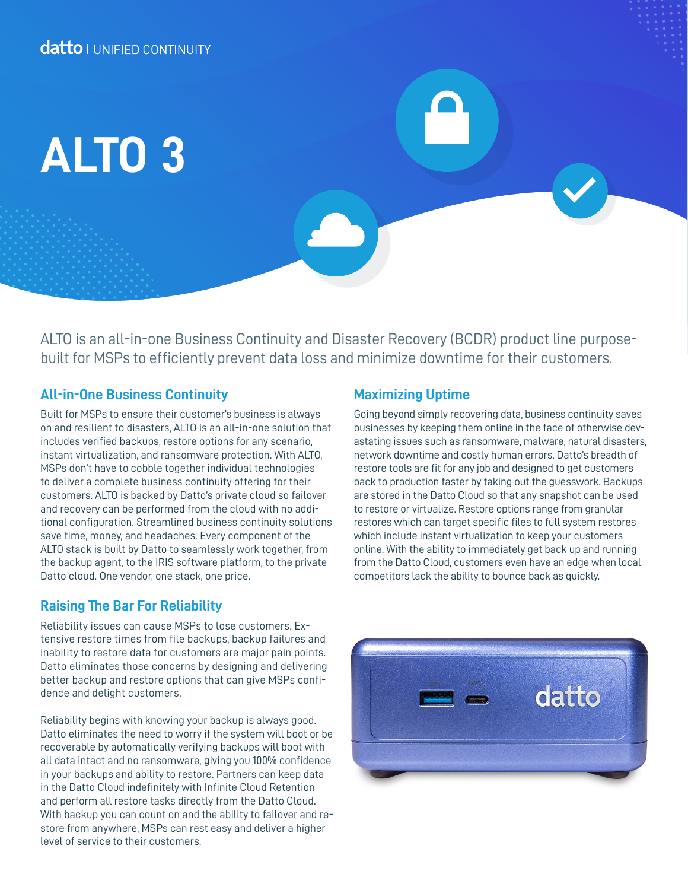datto | UNIFIED CONTINUITY

# ALTO 3

ALTO is an all-in-one Business Continuity and Disaster Recovery (BCDR) product line purpose-built for MSPs to efficiently prevent data loss and minimize downtime for their customers.

## All-in-One Business Continuity

Built for MSPs to ensure their customer's business is always on and resilient to disasters, ALTO is an all-in-one solution that includes verified backups, restore options for any scenario, instant virtualization, and ransomware protection. With ALTO, MSPs don't have to cobble together individual technologies to deliver a complete business continuity offering for their customers. ALTO is backed by Datto's private cloud so failover and recovery can be performed from the cloud with no additional configuration. Streamlined business continuity solutions save time, money, and headaches. Every component of the ALTO stack is built by Datto to seamlessly work together, from the backup agent, to the IRIS software platform, to the private Datto cloud. One vendor, one stack, one price.

## Raising The Bar For Reliability

Reliability issues can cause MSPs to lose customers. Extensive restore times from file backups, backup failures and inability to restore data for customers are major pain points. Datto eliminates those concerns by designing and delivering better backup and restore options that can give MSPs confidence and delight customers.

Reliability begins with knowing your backup is always good. Datto eliminates the need to worry if the system will boot or be recoverable by automatically verifying backups will boot with all data intact and no ransomware, giving you 100% confidence in your backups and ability to restore. Partners can keep data in the Datto Cloud indefinitely with Infinite Cloud Retention and perform all restore tasks directly from the Datto Cloud. With backup you can count on and the ability to failover and restore from anywhere, MSPs can rest easy and deliver a higher level of service to their customers.

## Maximizing Uptime

Going beyond simply recovering data, business continuity saves businesses by keeping them online in the face of otherwise devastating issues such as ransomware, malware, natural disasters, network downtime and costly human errors. Datto's breadth of restore tools are fit for any job and designed to get customers back to production faster by taking out the guesswork. Backups are stored in the Datto Cloud so that any snapshot can be used to restore or virtualize. Restore options range from granular restores which can target specific files to full system restores which include instant virtualization to keep your customers online. With the ability to immediately get back up and running from the Datto Cloud, customers even have an edge when local competitors lack the ability to bounce back as quickly.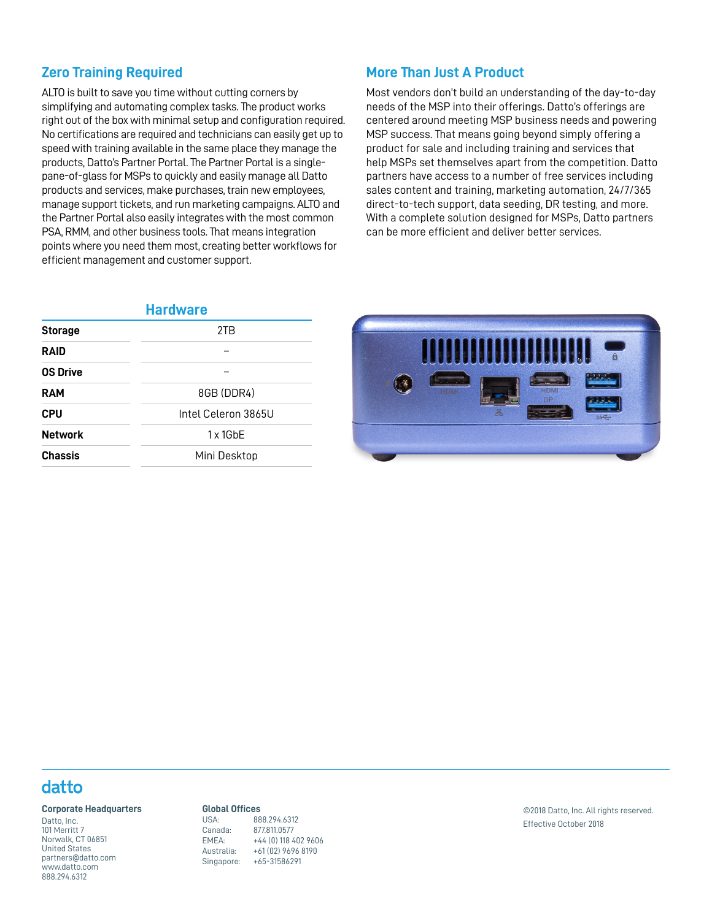## Zero Training Required

ALTO is built to save you time without cutting corners by simplifying and automating complex tasks. The product works right out of the box with minimal setup and configuration required. No certifications are required and technicians can easily get up to speed with training available in the same place they manage the products, Datto's Partner Portal. The Partner Portal is a single-pane-of-glass for MSPs to quickly and easily manage all Datto products and services, make purchases, train new employees, manage support tickets, and run marketing campaigns. ALTO and the Partner Portal also easily integrates with the most common PSA, RMM, and other business tools. That means integration points where you need them most, creating better workflows for efficient management and customer support.

## More Than Just A Product

Most vendors don't build an understanding of the day-to-day needs of the MSP into their offerings. Datto's offerings are centered around meeting MSP business needs and powering MSP success. That means going beyond simply offering a product for sale and including training and services that help MSPs set themselves apart from the competition. Datto partners have access to a number of free services including sales content and training, marketing automation, 24/7/365 direct-to-tech support, data seeding, DR testing, and more. With a complete solution designed for MSPs, Datto partners can be more efficient and deliver better services.

| | Hardware |
|---|---|
| **Storage** | 2TB |
| **RAID** | – |
| **OS Drive** | – |
| **RAM** | 8GB (DDR4) |
| **CPU** | Intel Celeron 3865U |
| **Network** | 1 x 1GbE |
| **Chassis** | Mini Desktop |

datto

**Corporate Headquarters**
Datto, Inc.
101 Merritt 7
Norwalk, CT 06851
United States
partners@datto.com
www.datto.com
888.294.6312

**Global Offices**
USA: 888.294.6312
Canada: 877.811.0577
EMEA: +44 (0) 118 402 9606
Australia: +61 (02) 9696 8190
Singapore: +65-31586291

©2018 Datto, Inc. All rights reserved.
Effective October 2018